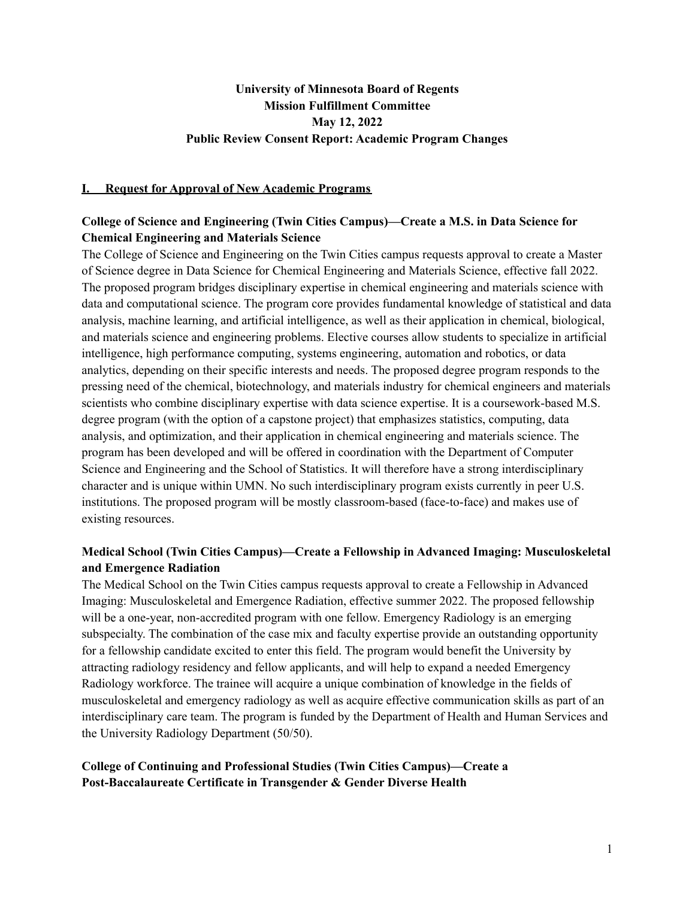**University of Minnesota Board of Regents**
**Mission Fulfillment Committee**
**May 12, 2022**
**Public Review Consent Report: Academic Program Changes**

## I. Request for Approval of New Academic Programs

### College of Science and Engineering (Twin Cities Campus)—Create a M.S. in Data Science for Chemical Engineering and Materials Science

The College of Science and Engineering on the Twin Cities campus requests approval to create a Master of Science degree in Data Science for Chemical Engineering and Materials Science, effective fall 2022. The proposed program bridges disciplinary expertise in chemical engineering and materials science with data and computational science. The program core provides fundamental knowledge of statistical and data analysis, machine learning, and artificial intelligence, as well as their application in chemical, biological, and materials science and engineering problems. Elective courses allow students to specialize in artificial intelligence, high performance computing, systems engineering, automation and robotics, or data analytics, depending on their specific interests and needs. The proposed degree program responds to the pressing need of the chemical, biotechnology, and materials industry for chemical engineers and materials scientists who combine disciplinary expertise with data science expertise. It is a coursework-based M.S. degree program (with the option of a capstone project) that emphasizes statistics, computing, data analysis, and optimization, and their application in chemical engineering and materials science. The program has been developed and will be offered in coordination with the Department of Computer Science and Engineering and the School of Statistics. It will therefore have a strong interdisciplinary character and is unique within UMN. No such interdisciplinary program exists currently in peer U.S. institutions. The proposed program will be mostly classroom-based (face-to-face) and makes use of existing resources.

### Medical School (Twin Cities Campus)—Create a Fellowship in Advanced Imaging: Musculoskeletal and Emergence Radiation

The Medical School on the Twin Cities campus requests approval to create a Fellowship in Advanced Imaging: Musculoskeletal and Emergence Radiation, effective summer 2022. The proposed fellowship will be a one-year, non-accredited program with one fellow. Emergency Radiology is an emerging subspecialty. The combination of the case mix and faculty expertise provide an outstanding opportunity for a fellowship candidate excited to enter this field. The program would benefit the University by attracting radiology residency and fellow applicants, and will help to expand a needed Emergency Radiology workforce. The trainee will acquire a unique combination of knowledge in the fields of musculoskeletal and emergency radiology as well as acquire effective communication skills as part of an interdisciplinary care team. The program is funded by the Department of Health and Human Services and the University Radiology Department (50/50).

### College of Continuing and Professional Studies (Twin Cities Campus)—Create a Post-Baccalaureate Certificate in Transgender & Gender Diverse Health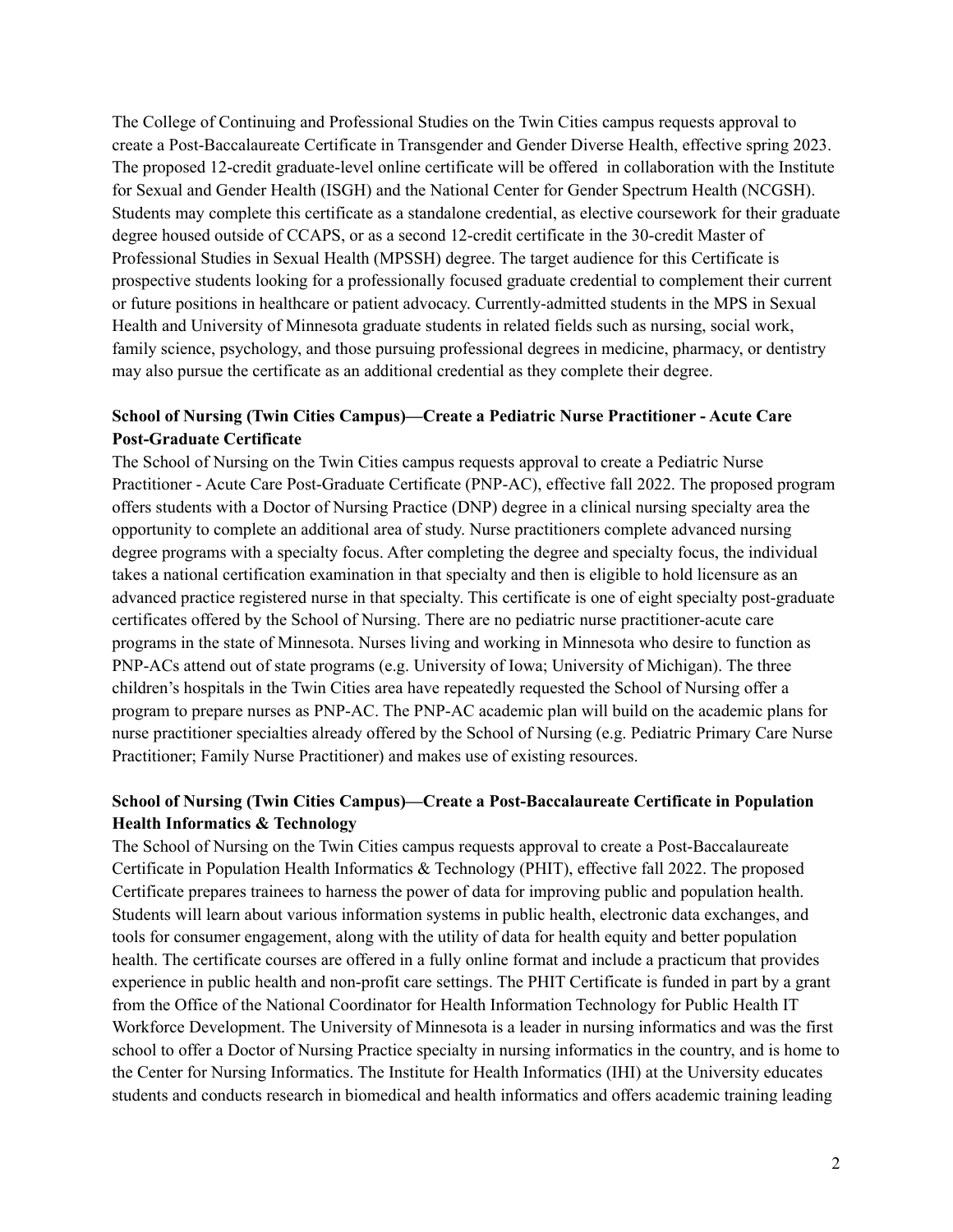The College of Continuing and Professional Studies on the Twin Cities campus requests approval to create a Post-Baccalaureate Certificate in Transgender and Gender Diverse Health, effective spring 2023. The proposed 12-credit graduate-level online certificate will be offered in collaboration with the Institute for Sexual and Gender Health (ISGH) and the National Center for Gender Spectrum Health (NCGSH). Students may complete this certificate as a standalone credential, as elective coursework for their graduate degree housed outside of CCAPS, or as a second 12-credit certificate in the 30-credit Master of Professional Studies in Sexual Health (MPSSH) degree. The target audience for this Certificate is prospective students looking for a professionally focused graduate credential to complement their current or future positions in healthcare or patient advocacy. Currently-admitted students in the MPS in Sexual Health and University of Minnesota graduate students in related fields such as nursing, social work, family science, psychology, and those pursuing professional degrees in medicine, pharmacy, or dentistry may also pursue the certificate as an additional credential as they complete their degree.

**School of Nursing (Twin Cities Campus)—Create a Pediatric Nurse Practitioner - Acute Care Post-Graduate Certificate**

The School of Nursing on the Twin Cities campus requests approval to create a Pediatric Nurse Practitioner - Acute Care Post-Graduate Certificate (PNP-AC), effective fall 2022. The proposed program offers students with a Doctor of Nursing Practice (DNP) degree in a clinical nursing specialty area the opportunity to complete an additional area of study. Nurse practitioners complete advanced nursing degree programs with a specialty focus. After completing the degree and specialty focus, the individual takes a national certification examination in that specialty and then is eligible to hold licensure as an advanced practice registered nurse in that specialty. This certificate is one of eight specialty post-graduate certificates offered by the School of Nursing. There are no pediatric nurse practitioner-acute care programs in the state of Minnesota. Nurses living and working in Minnesota who desire to function as PNP-ACs attend out of state programs (e.g. University of Iowa; University of Michigan). The three children's hospitals in the Twin Cities area have repeatedly requested the School of Nursing offer a program to prepare nurses as PNP-AC. The PNP-AC academic plan will build on the academic plans for nurse practitioner specialties already offered by the School of Nursing (e.g. Pediatric Primary Care Nurse Practitioner; Family Nurse Practitioner) and makes use of existing resources.

**School of Nursing (Twin Cities Campus)—Create a Post-Baccalaureate Certificate in Population Health Informatics & Technology**

The School of Nursing on the Twin Cities campus requests approval to create a Post-Baccalaureate Certificate in Population Health Informatics & Technology (PHIT), effective fall 2022. The proposed Certificate prepares trainees to harness the power of data for improving public and population health. Students will learn about various information systems in public health, electronic data exchanges, and tools for consumer engagement, along with the utility of data for health equity and better population health. The certificate courses are offered in a fully online format and include a practicum that provides experience in public health and non-profit care settings. The PHIT Certificate is funded in part by a grant from the Office of the National Coordinator for Health Information Technology for Public Health IT Workforce Development. The University of Minnesota is a leader in nursing informatics and was the first school to offer a Doctor of Nursing Practice specialty in nursing informatics in the country, and is home to the Center for Nursing Informatics. The Institute for Health Informatics (IHI) at the University educates students and conducts research in biomedical and health informatics and offers academic training leading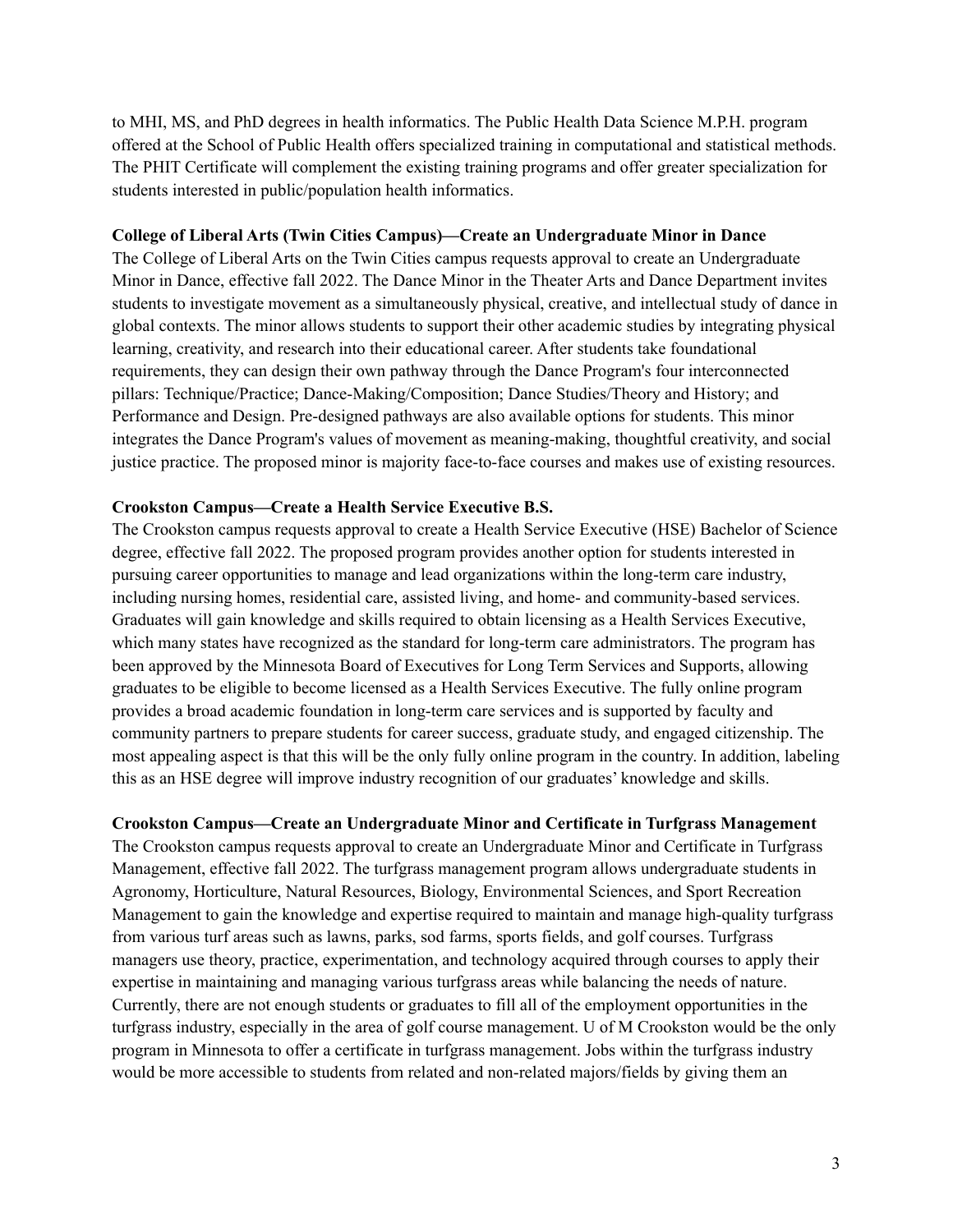to MHI, MS, and PhD degrees in health informatics. The Public Health Data Science M.P.H. program offered at the School of Public Health offers specialized training in computational and statistical methods. The PHIT Certificate will complement the existing training programs and offer greater specialization for students interested in public/population health informatics.

**College of Liberal Arts (Twin Cities Campus)—Create an Undergraduate Minor in Dance**

The College of Liberal Arts on the Twin Cities campus requests approval to create an Undergraduate Minor in Dance, effective fall 2022. The Dance Minor in the Theater Arts and Dance Department invites students to investigate movement as a simultaneously physical, creative, and intellectual study of dance in global contexts. The minor allows students to support their other academic studies by integrating physical learning, creativity, and research into their educational career. After students take foundational requirements, they can design their own pathway through the Dance Program's four interconnected pillars: Technique/Practice; Dance-Making/Composition; Dance Studies/Theory and History; and Performance and Design. Pre-designed pathways are also available options for students. This minor integrates the Dance Program's values of movement as meaning-making, thoughtful creativity, and social justice practice. The proposed minor is majority face-to-face courses and makes use of existing resources.

**Crookston Campus—Create a Health Service Executive B.S.**

The Crookston campus requests approval to create a Health Service Executive (HSE) Bachelor of Science degree, effective fall 2022. The proposed program provides another option for students interested in pursuing career opportunities to manage and lead organizations within the long-term care industry, including nursing homes, residential care, assisted living, and home- and community-based services. Graduates will gain knowledge and skills required to obtain licensing as a Health Services Executive, which many states have recognized as the standard for long-term care administrators. The program has been approved by the Minnesota Board of Executives for Long Term Services and Supports, allowing graduates to be eligible to become licensed as a Health Services Executive. The fully online program provides a broad academic foundation in long-term care services and is supported by faculty and community partners to prepare students for career success, graduate study, and engaged citizenship. The most appealing aspect is that this will be the only fully online program in the country. In addition, labeling this as an HSE degree will improve industry recognition of our graduates' knowledge and skills.

**Crookston Campus—Create an Undergraduate Minor and Certificate in Turfgrass Management**

The Crookston campus requests approval to create an Undergraduate Minor and Certificate in Turfgrass Management, effective fall 2022. The turfgrass management program allows undergraduate students in Agronomy, Horticulture, Natural Resources, Biology, Environmental Sciences, and Sport Recreation Management to gain the knowledge and expertise required to maintain and manage high-quality turfgrass from various turf areas such as lawns, parks, sod farms, sports fields, and golf courses. Turfgrass managers use theory, practice, experimentation, and technology acquired through courses to apply their expertise in maintaining and managing various turfgrass areas while balancing the needs of nature. Currently, there are not enough students or graduates to fill all of the employment opportunities in the turfgrass industry, especially in the area of golf course management. U of M Crookston would be the only program in Minnesota to offer a certificate in turfgrass management. Jobs within the turfgrass industry would be more accessible to students from related and non-related majors/fields by giving them an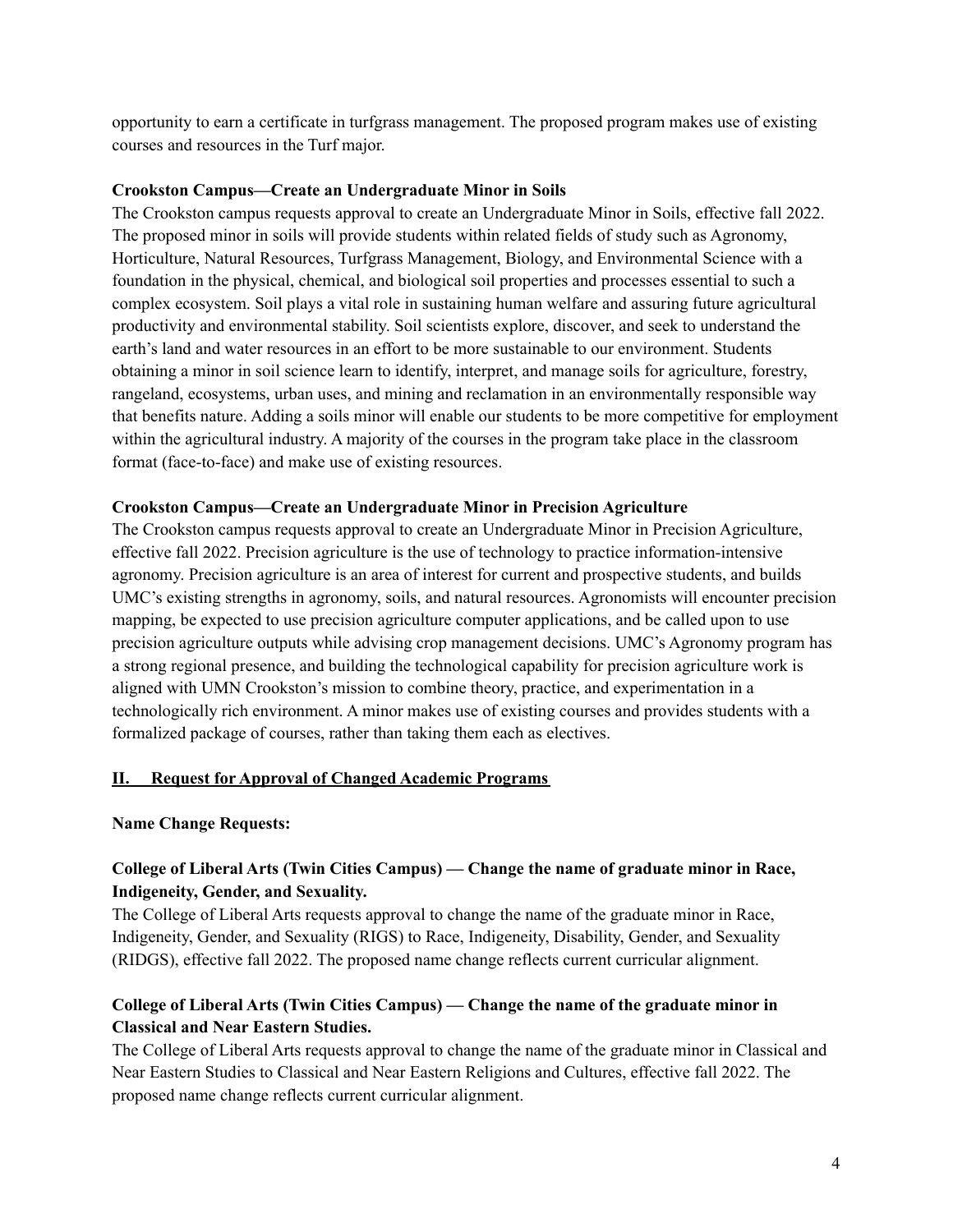opportunity to earn a certificate in turfgrass management. The proposed program makes use of existing courses and resources in the Turf major.

**Crookston Campus—Create an Undergraduate Minor in Soils**

The Crookston campus requests approval to create an Undergraduate Minor in Soils, effective fall 2022. The proposed minor in soils will provide students within related fields of study such as Agronomy, Horticulture, Natural Resources, Turfgrass Management, Biology, and Environmental Science with a foundation in the physical, chemical, and biological soil properties and processes essential to such a complex ecosystem. Soil plays a vital role in sustaining human welfare and assuring future agricultural productivity and environmental stability. Soil scientists explore, discover, and seek to understand the earth's land and water resources in an effort to be more sustainable to our environment. Students obtaining a minor in soil science learn to identify, interpret, and manage soils for agriculture, forestry, rangeland, ecosystems, urban uses, and mining and reclamation in an environmentally responsible way that benefits nature. Adding a soils minor will enable our students to be more competitive for employment within the agricultural industry. A majority of the courses in the program take place in the classroom format (face-to-face) and make use of existing resources.

**Crookston Campus—Create an Undergraduate Minor in Precision Agriculture**

The Crookston campus requests approval to create an Undergraduate Minor in Precision Agriculture, effective fall 2022. Precision agriculture is the use of technology to practice information-intensive agronomy. Precision agriculture is an area of interest for current and prospective students, and builds UMC's existing strengths in agronomy, soils, and natural resources. Agronomists will encounter precision mapping, be expected to use precision agriculture computer applications, and be called upon to use precision agriculture outputs while advising crop management decisions. UMC's Agronomy program has a strong regional presence, and building the technological capability for precision agriculture work is aligned with UMN Crookston's mission to combine theory, practice, and experimentation in a technologically rich environment. A minor makes use of existing courses and provides students with a formalized package of courses, rather than taking them each as electives.

## II. Request for Approval of Changed Academic Programs

**Name Change Requests:**

**College of Liberal Arts (Twin Cities Campus) — Change the name of graduate minor in Race, Indigeneity, Gender, and Sexuality.**

The College of Liberal Arts requests approval to change the name of the graduate minor in Race, Indigeneity, Gender, and Sexuality (RIGS) to Race, Indigeneity, Disability, Gender, and Sexuality (RIDGS), effective fall 2022. The proposed name change reflects current curricular alignment.

**College of Liberal Arts (Twin Cities Campus) — Change the name of the graduate minor in Classical and Near Eastern Studies.**

The College of Liberal Arts requests approval to change the name of the graduate minor in Classical and Near Eastern Studies to Classical and Near Eastern Religions and Cultures, effective fall 2022. The proposed name change reflects current curricular alignment.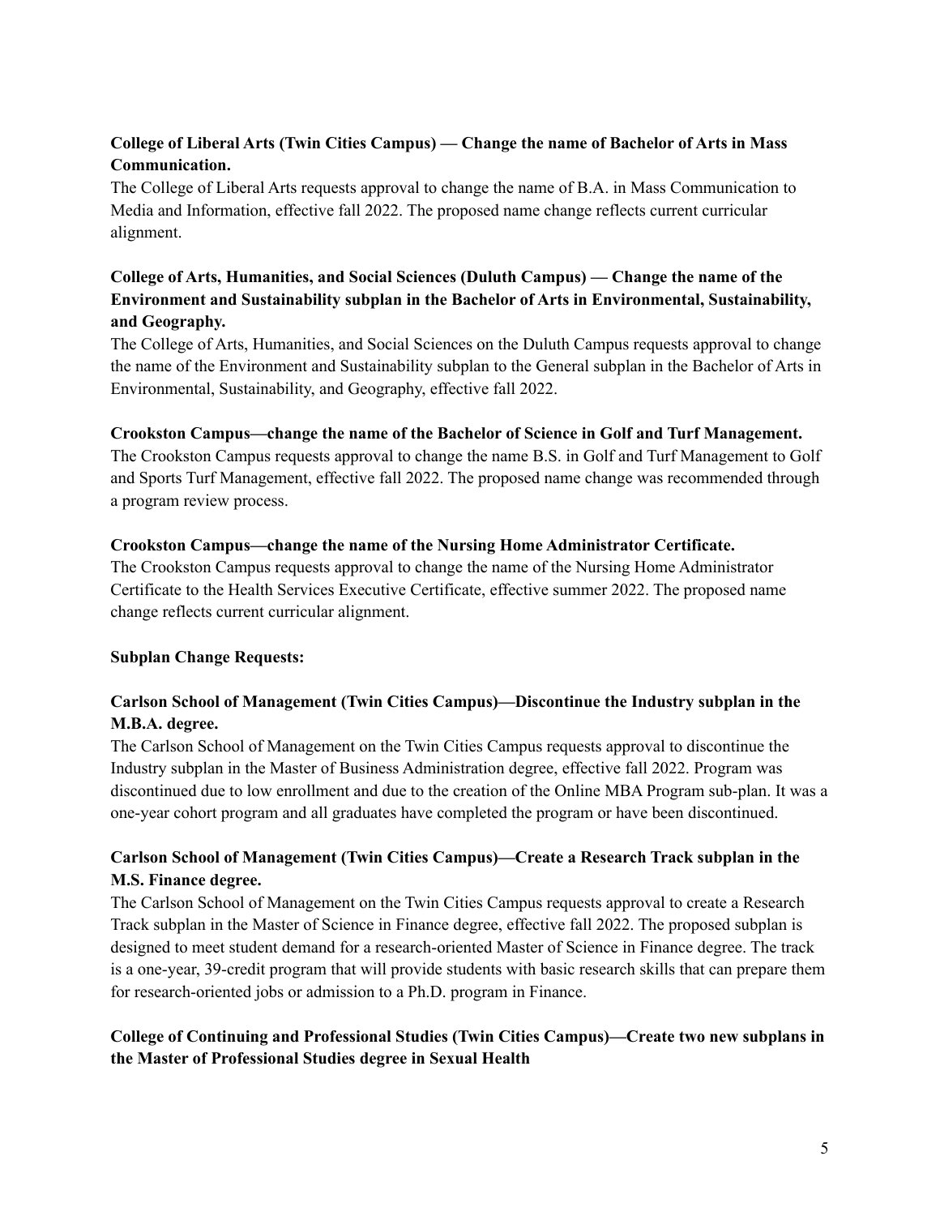**College of Liberal Arts (Twin Cities Campus) — Change the name of Bachelor of Arts in Mass Communication.**

The College of Liberal Arts requests approval to change the name of B.A. in Mass Communication to Media and Information, effective fall 2022. The proposed name change reflects current curricular alignment.

**College of Arts, Humanities, and Social Sciences (Duluth Campus) — Change the name of the Environment and Sustainability subplan in the Bachelor of Arts in Environmental, Sustainability, and Geography.**

The College of Arts, Humanities, and Social Sciences on the Duluth Campus requests approval to change the name of the Environment and Sustainability subplan to the General subplan in the Bachelor of Arts in Environmental, Sustainability, and Geography, effective fall 2022.

**Crookston Campus—change the name of the Bachelor of Science in Golf and Turf Management.**

The Crookston Campus requests approval to change the name B.S. in Golf and Turf Management to Golf and Sports Turf Management, effective fall 2022. The proposed name change was recommended through a program review process.

**Crookston Campus—change the name of the Nursing Home Administrator Certificate.**

The Crookston Campus requests approval to change the name of the Nursing Home Administrator Certificate to the Health Services Executive Certificate, effective summer 2022. The proposed name change reflects current curricular alignment.

**Subplan Change Requests:**

**Carlson School of Management (Twin Cities Campus)—Discontinue the Industry subplan in the M.B.A. degree.**

The Carlson School of Management on the Twin Cities Campus requests approval to discontinue the Industry subplan in the Master of Business Administration degree, effective fall 2022. Program was discontinued due to low enrollment and due to the creation of the Online MBA Program sub-plan. It was a one-year cohort program and all graduates have completed the program or have been discontinued.

**Carlson School of Management (Twin Cities Campus)—Create a Research Track subplan in the M.S. Finance degree.**

The Carlson School of Management on the Twin Cities Campus requests approval to create a Research Track subplan in the Master of Science in Finance degree, effective fall 2022. The proposed subplan is designed to meet student demand for a research-oriented Master of Science in Finance degree. The track is a one-year, 39-credit program that will provide students with basic research skills that can prepare them for research-oriented jobs or admission to a Ph.D. program in Finance.

**College of Continuing and Professional Studies (Twin Cities Campus)—Create two new subplans in the Master of Professional Studies degree in Sexual Health**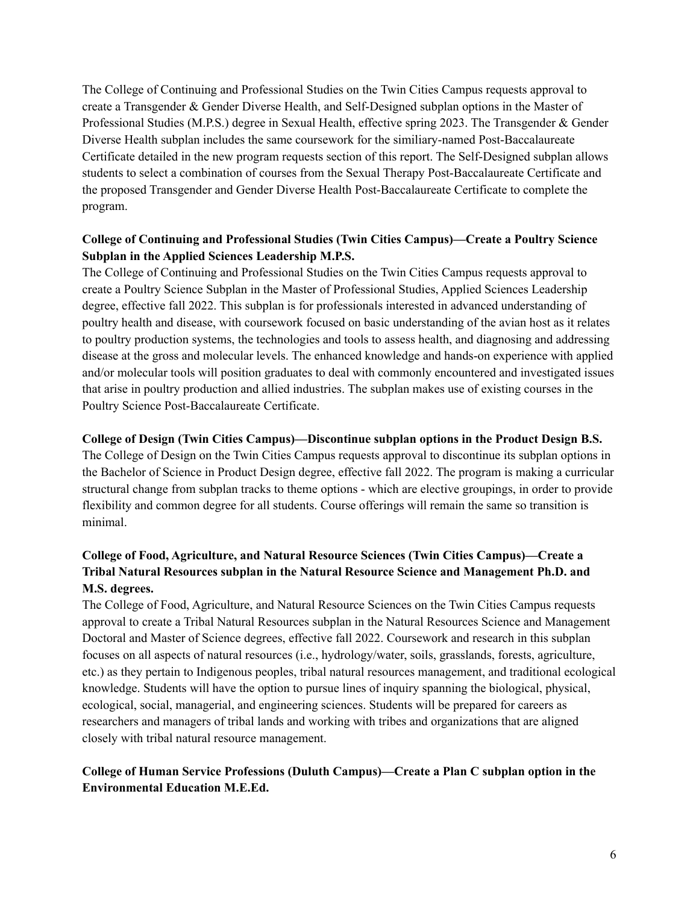The College of Continuing and Professional Studies on the Twin Cities Campus requests approval to create a Transgender & Gender Diverse Health, and Self-Designed subplan options in the Master of Professional Studies (M.P.S.) degree in Sexual Health, effective spring 2023. The Transgender & Gender Diverse Health subplan includes the same coursework for the similiary-named Post-Baccalaureate Certificate detailed in the new program requests section of this report. The Self-Designed subplan allows students to select a combination of courses from the Sexual Therapy Post-Baccalaureate Certificate and the proposed Transgender and Gender Diverse Health Post-Baccalaureate Certificate to complete the program.

**College of Continuing and Professional Studies (Twin Cities Campus)—Create a Poultry Science Subplan in the Applied Sciences Leadership M.P.S.**

The College of Continuing and Professional Studies on the Twin Cities Campus requests approval to create a Poultry Science Subplan in the Master of Professional Studies, Applied Sciences Leadership degree, effective fall 2022. This subplan is for professionals interested in advanced understanding of poultry health and disease, with coursework focused on basic understanding of the avian host as it relates to poultry production systems, the technologies and tools to assess health, and diagnosing and addressing disease at the gross and molecular levels. The enhanced knowledge and hands-on experience with applied and/or molecular tools will position graduates to deal with commonly encountered and investigated issues that arise in poultry production and allied industries. The subplan makes use of existing courses in the Poultry Science Post-Baccalaureate Certificate.

**College of Design (Twin Cities Campus)—Discontinue subplan options in the Product Design B.S.**

The College of Design on the Twin Cities Campus requests approval to discontinue its subplan options in the Bachelor of Science in Product Design degree, effective fall 2022. The program is making a curricular structural change from subplan tracks to theme options - which are elective groupings, in order to provide flexibility and common degree for all students. Course offerings will remain the same so transition is minimal.

**College of Food, Agriculture, and Natural Resource Sciences (Twin Cities Campus)—Create a Tribal Natural Resources subplan in the Natural Resource Science and Management Ph.D. and M.S. degrees.**

The College of Food, Agriculture, and Natural Resource Sciences on the Twin Cities Campus requests approval to create a Tribal Natural Resources subplan in the Natural Resources Science and Management Doctoral and Master of Science degrees, effective fall 2022. Coursework and research in this subplan focuses on all aspects of natural resources (i.e., hydrology/water, soils, grasslands, forests, agriculture, etc.) as they pertain to Indigenous peoples, tribal natural resources management, and traditional ecological knowledge. Students will have the option to pursue lines of inquiry spanning the biological, physical, ecological, social, managerial, and engineering sciences. Students will be prepared for careers as researchers and managers of tribal lands and working with tribes and organizations that are aligned closely with tribal natural resource management.

**College of Human Service Professions (Duluth Campus)—Create a Plan C subplan option in the Environmental Education M.E.Ed.**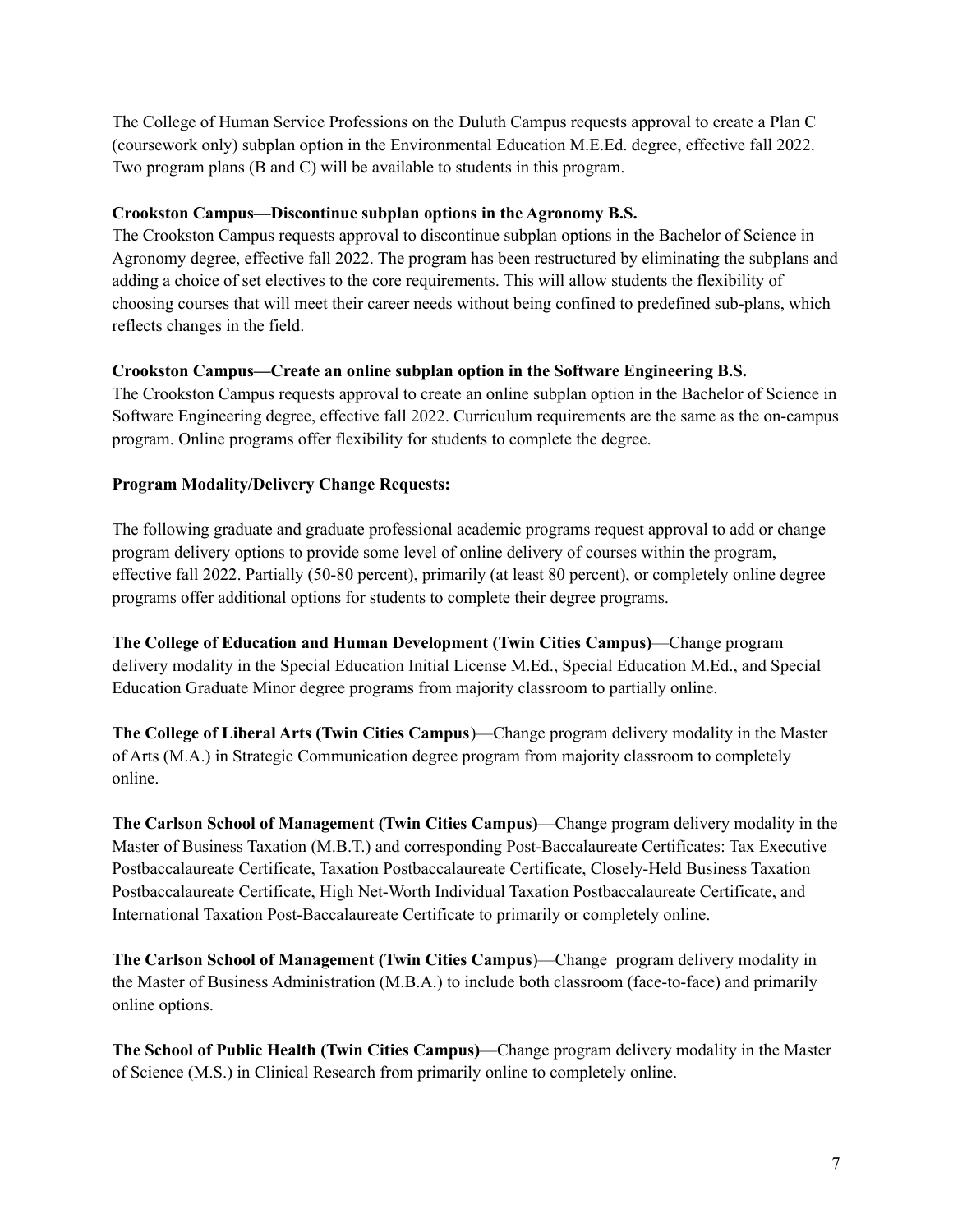The College of Human Service Professions on the Duluth Campus requests approval to create a Plan C (coursework only) subplan option in the Environmental Education M.E.Ed. degree, effective fall 2022. Two program plans (B and C) will be available to students in this program.

**Crookston Campus—Discontinue subplan options in the Agronomy B.S.**

The Crookston Campus requests approval to discontinue subplan options in the Bachelor of Science in Agronomy degree, effective fall 2022. The program has been restructured by eliminating the subplans and adding a choice of set electives to the core requirements. This will allow students the flexibility of choosing courses that will meet their career needs without being confined to predefined sub-plans, which reflects changes in the field.

**Crookston Campus—Create an online subplan option in the Software Engineering B.S.**

The Crookston Campus requests approval to create an online subplan option in the Bachelor of Science in Software Engineering degree, effective fall 2022. Curriculum requirements are the same as the on-campus program. Online programs offer flexibility for students to complete the degree.

**Program Modality/Delivery Change Requests:**

The following graduate and graduate professional academic programs request approval to add or change program delivery options to provide some level of online delivery of courses within the program, effective fall 2022. Partially (50-80 percent), primarily (at least 80 percent), or completely online degree programs offer additional options for students to complete their degree programs.

**The College of Education and Human Development (Twin Cities Campus)**—Change program delivery modality in the Special Education Initial License M.Ed., Special Education M.Ed., and Special Education Graduate Minor degree programs from majority classroom to partially online.

**The College of Liberal Arts (Twin Cities Campus)**—Change program delivery modality in the Master of Arts (M.A.) in Strategic Communication degree program from majority classroom to completely online.

**The Carlson School of Management (Twin Cities Campus)**—Change program delivery modality in the Master of Business Taxation (M.B.T.) and corresponding Post-Baccalaureate Certificates: Tax Executive Postbaccalaureate Certificate, Taxation Postbaccalaureate Certificate, Closely-Held Business Taxation Postbaccalaureate Certificate, High Net-Worth Individual Taxation Postbaccalaureate Certificate, and International Taxation Post-Baccalaureate Certificate to primarily or completely online.

**The Carlson School of Management (Twin Cities Campus)**—Change program delivery modality in the Master of Business Administration (M.B.A.) to include both classroom (face-to-face) and primarily online options.

**The School of Public Health (Twin Cities Campus)**—Change program delivery modality in the Master of Science (M.S.) in Clinical Research from primarily online to completely online.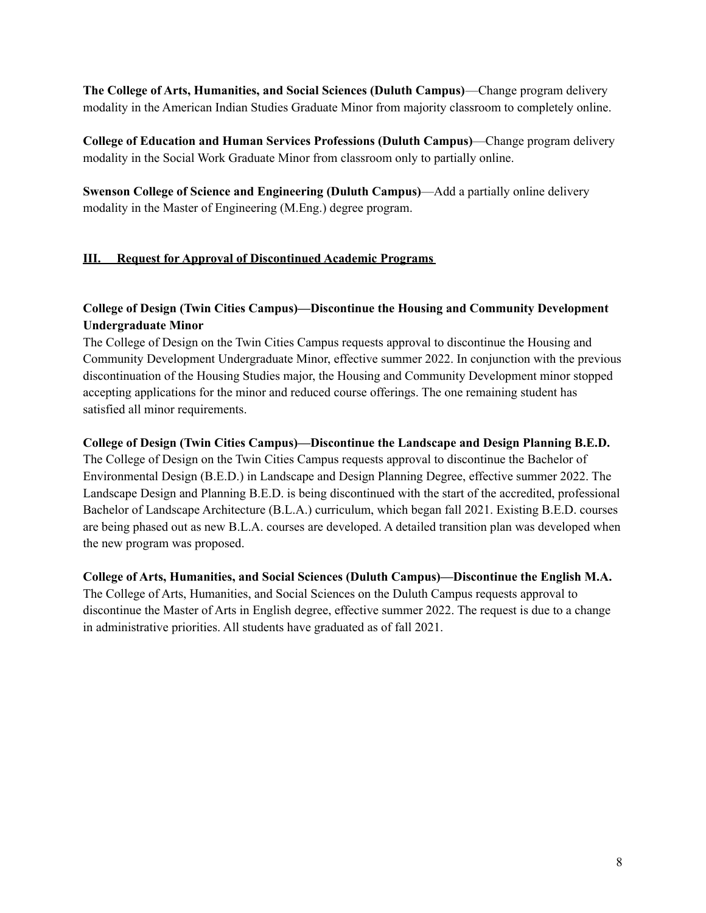**The College of Arts, Humanities, and Social Sciences (Duluth Campus)**—Change program delivery modality in the American Indian Studies Graduate Minor from majority classroom to completely online.

**College of Education and Human Services Professions (Duluth Campus)**—Change program delivery modality in the Social Work Graduate Minor from classroom only to partially online.

**Swenson College of Science and Engineering (Duluth Campus)**—Add a partially online delivery modality in the Master of Engineering (M.Eng.) degree program.

## III. Request for Approval of Discontinued Academic Programs

**College of Design (Twin Cities Campus)—Discontinue the Housing and Community Development Undergraduate Minor**

The College of Design on the Twin Cities Campus requests approval to discontinue the Housing and Community Development Undergraduate Minor, effective summer 2022. In conjunction with the previous discontinuation of the Housing Studies major, the Housing and Community Development minor stopped accepting applications for the minor and reduced course offerings. The one remaining student has satisfied all minor requirements.

**College of Design (Twin Cities Campus)—Discontinue the Landscape and Design Planning B.E.D.**

The College of Design on the Twin Cities Campus requests approval to discontinue the Bachelor of Environmental Design (B.E.D.) in Landscape and Design Planning Degree, effective summer 2022. The Landscape Design and Planning B.E.D. is being discontinued with the start of the accredited, professional Bachelor of Landscape Architecture (B.L.A.) curriculum, which began fall 2021. Existing B.E.D. courses are being phased out as new B.L.A. courses are developed. A detailed transition plan was developed when the new program was proposed.

**College of Arts, Humanities, and Social Sciences (Duluth Campus)—Discontinue the English M.A.**

The College of Arts, Humanities, and Social Sciences on the Duluth Campus requests approval to discontinue the Master of Arts in English degree, effective summer 2022. The request is due to a change in administrative priorities. All students have graduated as of fall 2021.